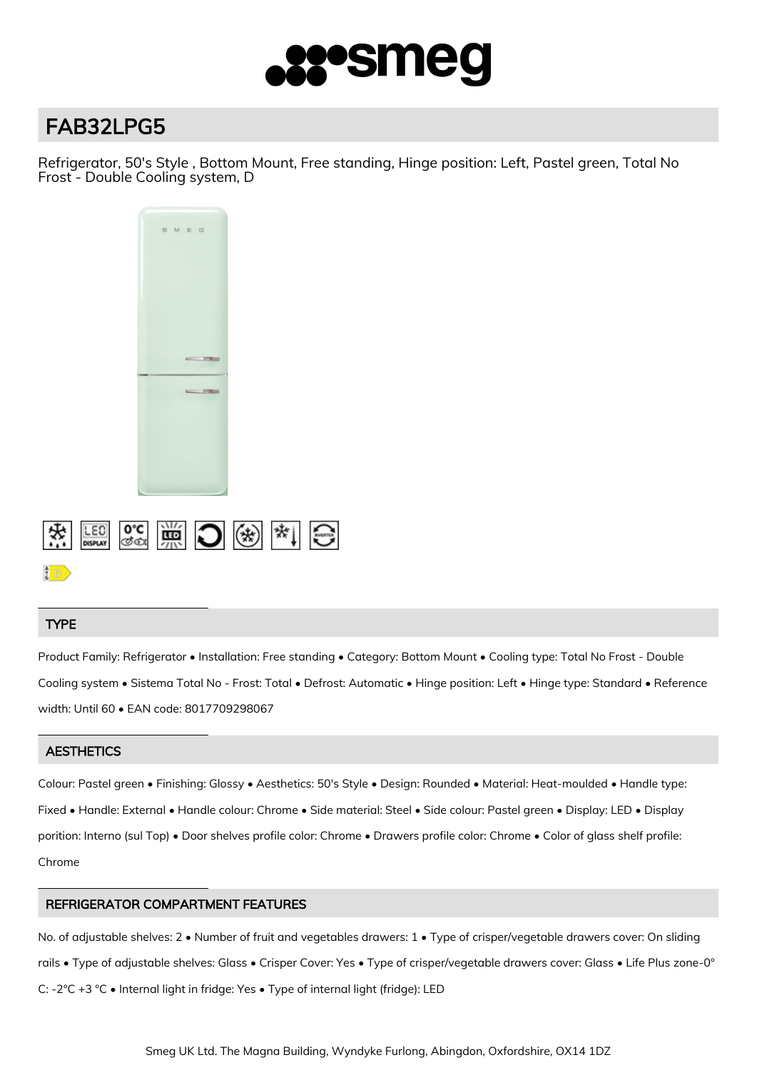# FAB32LPG5

Refrigerator, 50's Style , Bottom Mount, Free standing, Hinge position: Left, Pastel green, Total No Frost - Double Cooling system, D

## TYPE

Product Family: Refrigerator • Installation: Free standing • Category: Bottom Mount • Cooling type: Total No Frost - Double Cooling system • Sistema Total No - Frost: Total • Defrost: Automatic • Hinge position: Left • Hinge type: Standard • Reference width: Until 60 • EAN code: 8017709298067

## AESTHETICS

Colour: Pastel green • Finishing: Glossy • Aesthetics: 50's Style • Design: Rounded • Material: Heat-moulded • Handle type: Fixed • Handle: External • Handle colour: Chrome • Side material: Steel • Side colour: Pastel green • Display: LED • Display porition: Interno (sul Top) • Door shelves profile color: Chrome • Drawers profile color: Chrome • Color of glass shelf profile: Chrome

## REFRIGERATOR COMPARTMENT FEATURES

No. of adjustable shelves: 2 • Number of fruit and vegetables drawers: 1 • Type of crisper/vegetable drawers cover: On sliding rails • Type of adjustable shelves: Glass • Crisper Cover: Yes • Type of crisper/vegetable drawers cover: Glass • Life Plus zone-0° C: -2°C +3 °C • Internal light in fridge: Yes • Type of internal light (fridge): LED

Smeg UK Ltd. The Magna Building, Wyndyke Furlong, Abingdon, Oxfordshire, OX14 1DZ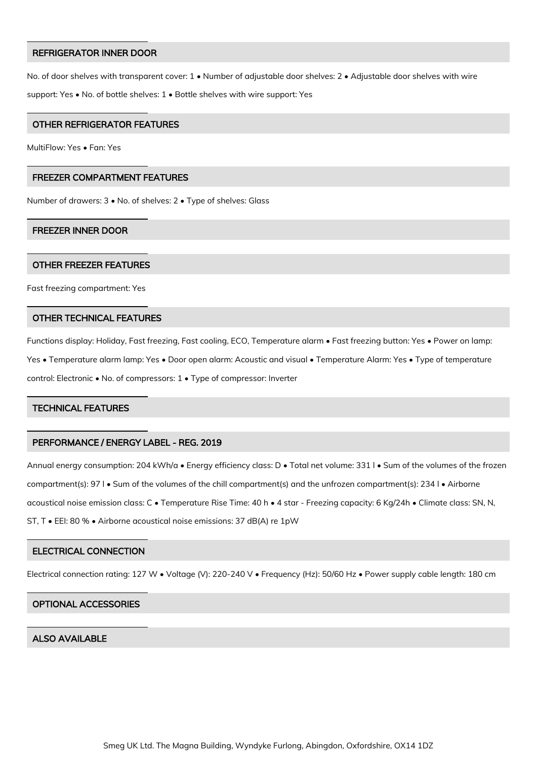## REFRIGERATOR INNER DOOR

No. of door shelves with transparent cover: 1 • Number of adjustable door shelves: 2 • Adjustable door shelves with wire support: Yes • No. of bottle shelves: 1 • Bottle shelves with wire support: Yes

## OTHER REFRIGERATOR FEATURES

MultiFlow: Yes • Fan: Yes

## FREEZER COMPARTMENT FEATURES

Number of drawers: 3 • No. of shelves: 2 • Type of shelves: Glass

## FREEZER INNER DOOR

## OTHER FREEZER FEATURES

Fast freezing compartment: Yes

## OTHER TECHNICAL FEATURES

Functions display: Holiday, Fast freezing, Fast cooling, ECO, Temperature alarm • Fast freezing button: Yes • Power on lamp: Yes • Temperature alarm lamp: Yes • Door open alarm: Acoustic and visual • Temperature Alarm: Yes • Type of temperature control: Electronic • No. of compressors: 1 • Type of compressor: Inverter

## TECHNICAL FEATURES

## PERFORMANCE / ENERGY LABEL - REG. 2019

Annual energy consumption: 204 kWh/a • Energy efficiency class: D • Total net volume: 331 l • Sum of the volumes of the frozen compartment(s): 97 l • Sum of the volumes of the chill compartment(s) and the unfrozen compartment(s): 234 l • Airborne acoustical noise emission class: C • Temperature Rise Time: 40 h • 4 star - Freezing capacity: 6 Kg/24h • Climate class: SN, N, ST, T • EEI: 80 % • Airborne acoustical noise emissions: 37 dB(A) re 1pW

## ELECTRICAL CONNECTION

Electrical connection rating: 127 W • Voltage (V): 220-240 V • Frequency (Hz): 50/60 Hz • Power supply cable length: 180 cm

## OPTIONAL ACCESSORIES

## ALSO AVAILABLE

Smeg UK Ltd. The Magna Building, Wyndyke Furlong, Abingdon, Oxfordshire, OX14 1DZ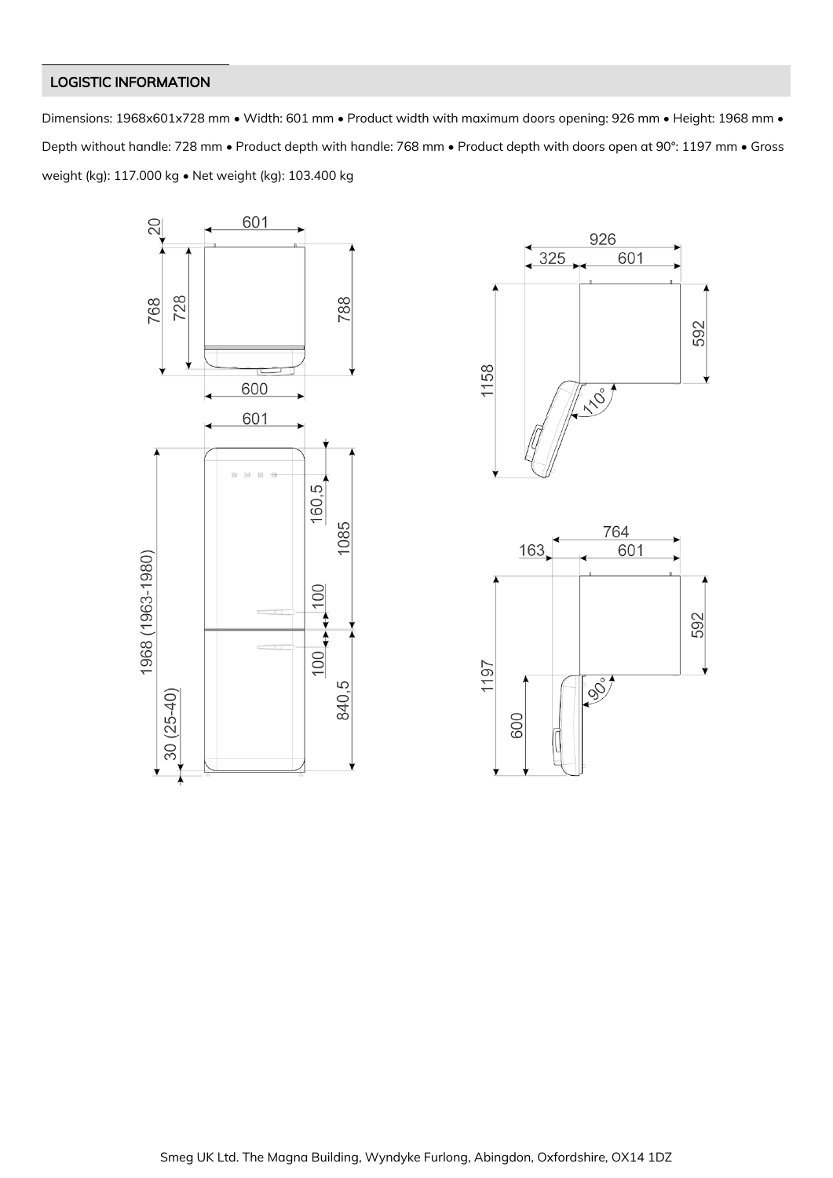## LOGISTIC INFORMATION

Dimensions: 1968x601x728 mm • Width: 601 mm • Product width with maximum doors opening: 926 mm • Height: 1968 mm • Depth without handle: 728 mm • Product depth with handle: 768 mm • Product depth with doors open at 90°: 1197 mm • Gross weight (kg): 117.000 kg • Net weight (kg): 103.400 kg

20
601
768
728
788
600
601
1968 (1963-1980)
30 (25-40)
160,5
1085
100
100
840,5
926
325
601
1158
592
110°
764
163
601
1197
600
592
90°